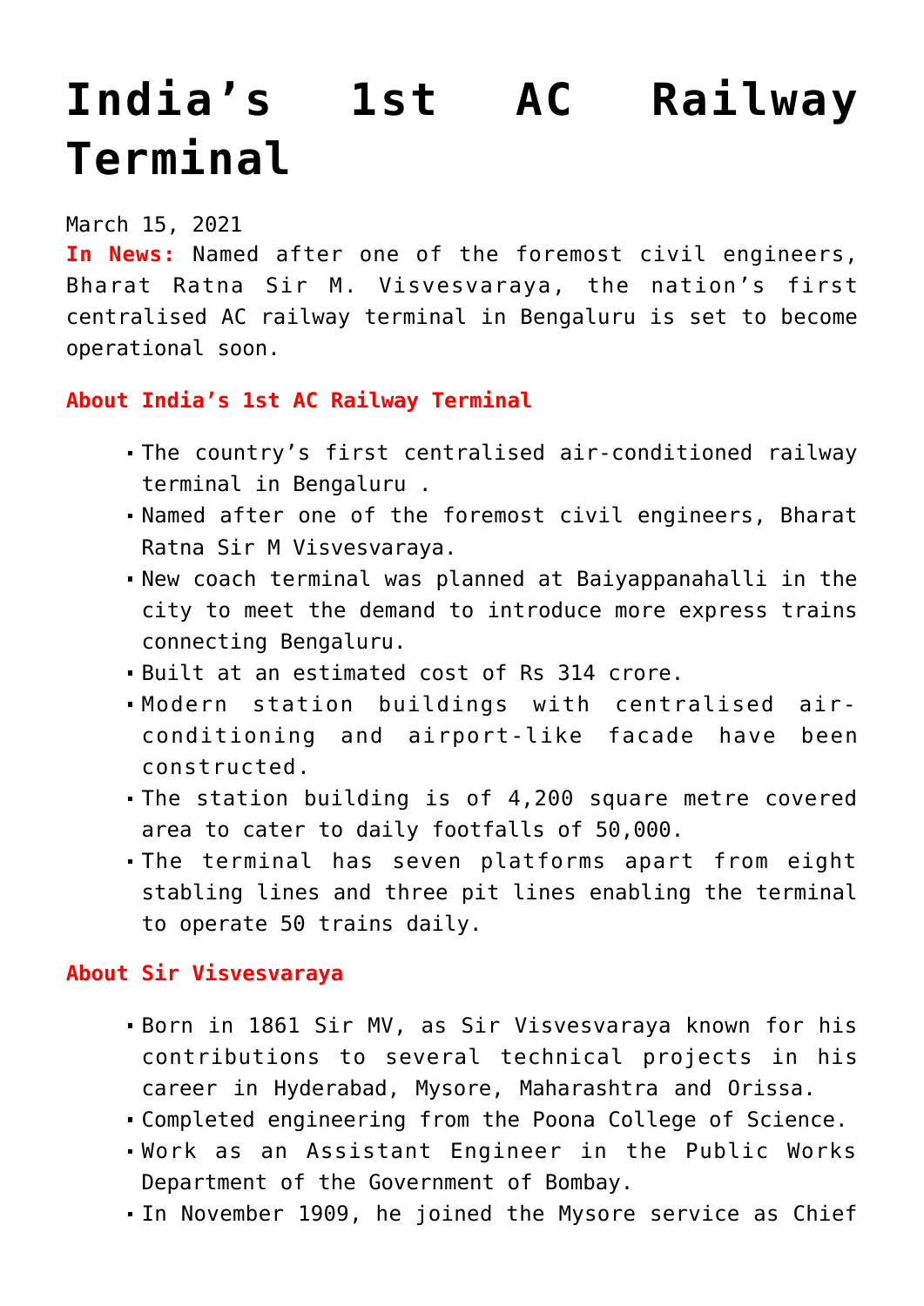# India's 1st AC Railway Terminal

March 15, 2021

**In News:** Named after one of the foremost civil engineers, Bharat Ratna Sir M. Visvesvaraya, the nation's first centralised AC railway terminal in Bengaluru is set to become operational soon.

**About India's 1st AC Railway Terminal**

- The country's first centralised air-conditioned railway terminal in Bengaluru .
- Named after one of the foremost civil engineers, Bharat Ratna Sir M Visvesvaraya.
- New coach terminal was planned at Baiyappanahalli in the city to meet the demand to introduce more express trains connecting Bengaluru.
- Built at an estimated cost of Rs 314 crore.
- Modern station buildings with centralised air-conditioning and airport-like facade have been constructed.
- The station building is of 4,200 square metre covered area to cater to daily footfalls of 50,000.
- The terminal has seven platforms apart from eight stabling lines and three pit lines enabling the terminal to operate 50 trains daily.

**About Sir Visvesvaraya**

- Born in 1861 Sir MV, as Sir Visvesvaraya known for his contributions to several technical projects in his career in Hyderabad, Mysore, Maharashtra and Orissa.
- Completed engineering from the Poona College of Science.
- Work as an Assistant Engineer in the Public Works Department of the Government of Bombay.
- In November 1909, he joined the Mysore service as Chief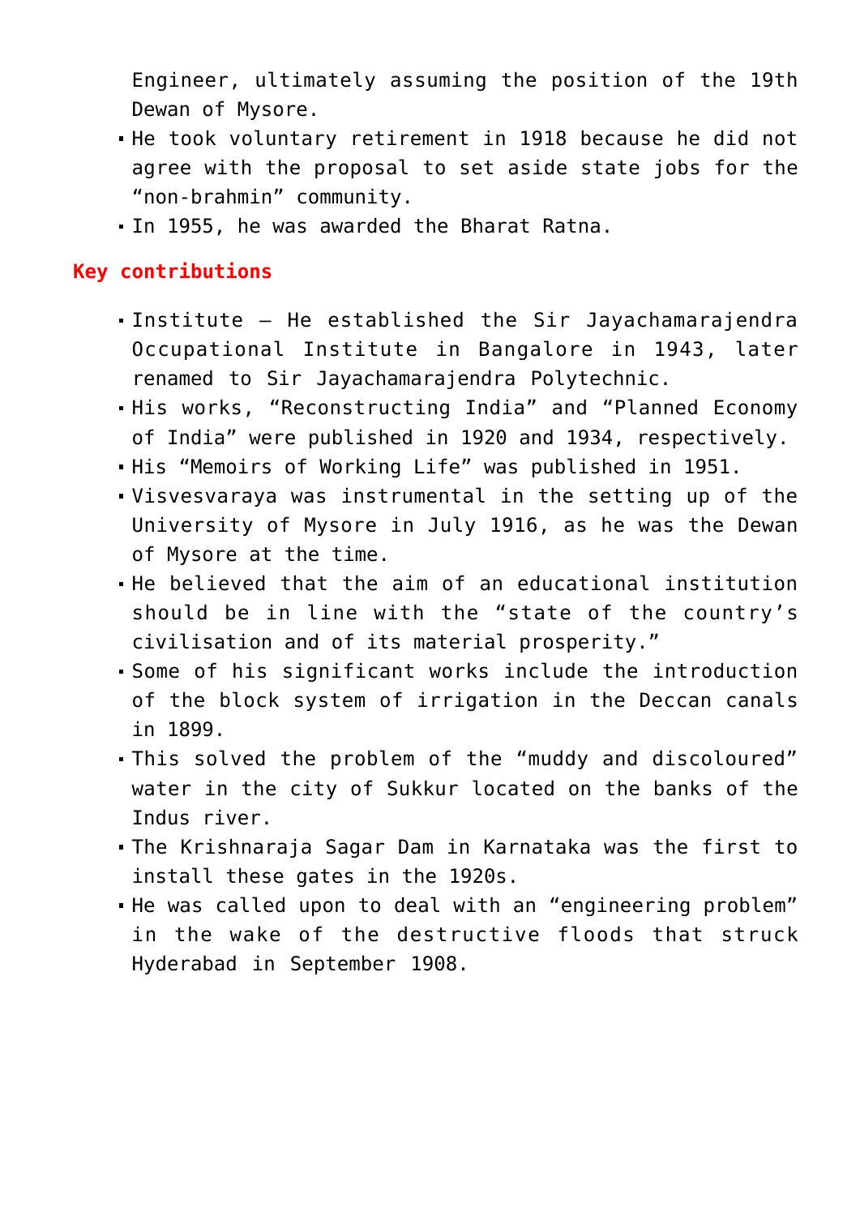Engineer, ultimately assuming the position of the 19th Dewan of Mysore.

- He took voluntary retirement in 1918 because he did not agree with the proposal to set aside state jobs for the "non-brahmin" community.
- In 1955, he was awarded the Bharat Ratna.

## Key contributions

- Institute – He established the Sir Jayachamarajendra Occupational Institute in Bangalore in 1943, later renamed to Sir Jayachamarajendra Polytechnic.
- His works, "Reconstructing India" and "Planned Economy of India" were published in 1920 and 1934, respectively.
- His "Memoirs of Working Life" was published in 1951.
- Visvesvaraya was instrumental in the setting up of the University of Mysore in July 1916, as he was the Dewan of Mysore at the time.
- He believed that the aim of an educational institution should be in line with the "state of the country's civilisation and of its material prosperity."
- Some of his significant works include the introduction of the block system of irrigation in the Deccan canals in 1899.
- This solved the problem of the "muddy and discoloured" water in the city of Sukkur located on the banks of the Indus river.
- The Krishnaraja Sagar Dam in Karnataka was the first to install these gates in the 1920s.
- He was called upon to deal with an "engineering problem" in the wake of the destructive floods that struck Hyderabad in September 1908.